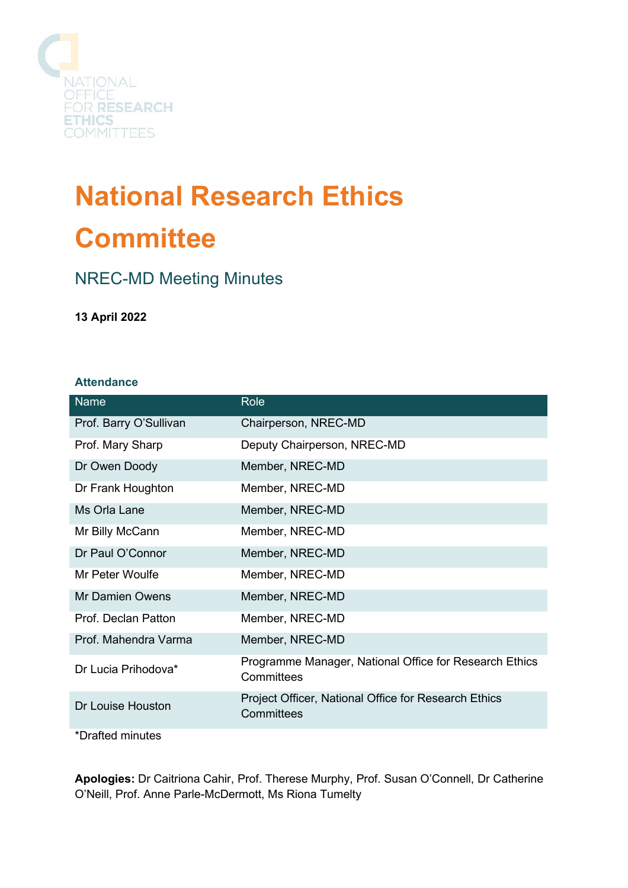NATIONAL OFFICE FOR RESEARCH ETHICS COMMITTEES

# National Research Ethics Committee

## NREC-MD Meeting Minutes

**13 April 2022**

### Attendance

| Name | Role |
|---|---|
| Prof. Barry O'Sullivan | Chairperson, NREC-MD |
| Prof. Mary Sharp | Deputy Chairperson, NREC-MD |
| Dr Owen Doody | Member, NREC-MD |
| Dr Frank Houghton | Member, NREC-MD |
| Ms Orla Lane | Member, NREC-MD |
| Mr Billy McCann | Member, NREC-MD |
| Dr Paul O'Connor | Member, NREC-MD |
| Mr Peter Woulfe | Member, NREC-MD |
| Mr Damien Owens | Member, NREC-MD |
| Prof. Declan Patton | Member, NREC-MD |
| Prof. Mahendra Varma | Member, NREC-MD |
| Dr Lucia Prihodova* | Programme Manager, National Office for Research Ethics Committees |
| Dr Louise Houston | Project Officer, National Office for Research Ethics Committees |

*Drafted minutes

**Apologies:** Dr Caitriona Cahir, Prof. Therese Murphy, Prof. Susan O'Connell, Dr Catherine O'Neill, Prof. Anne Parle-McDermott, Ms Riona Tumelty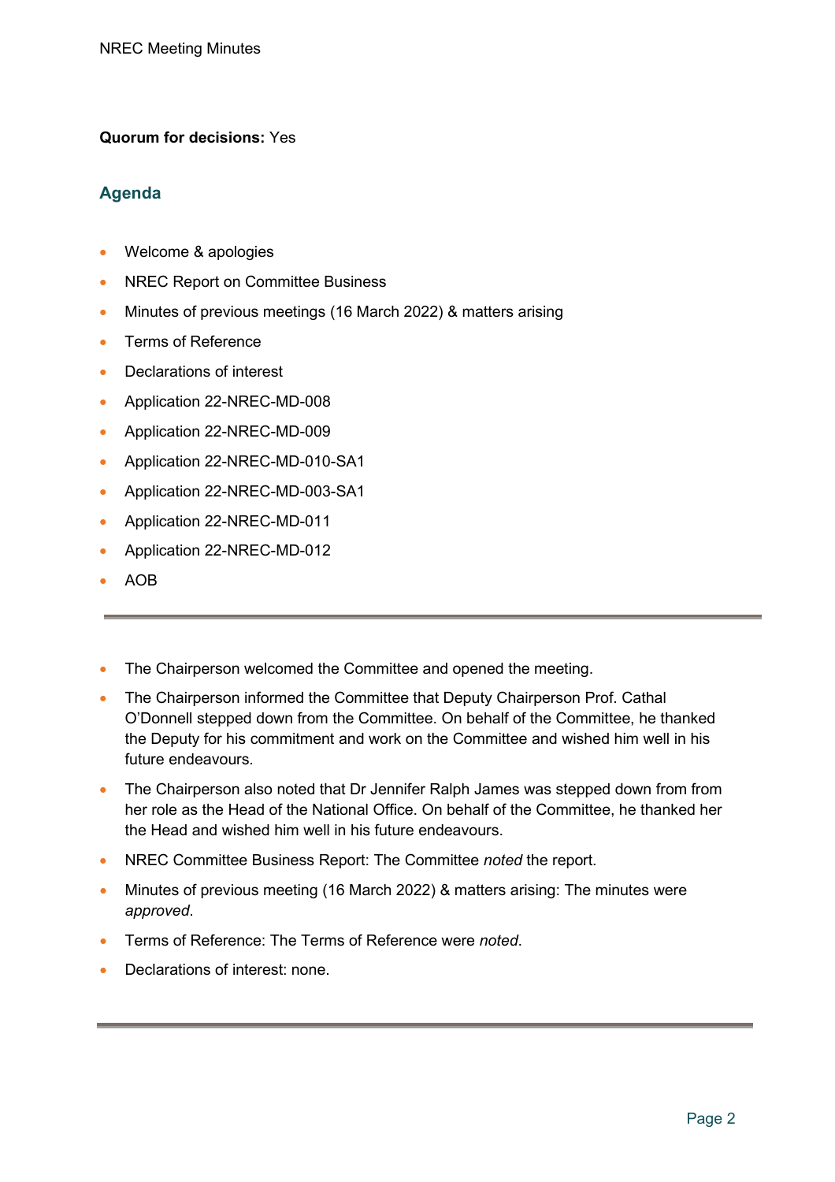**Quorum for decisions:** Yes

## Agenda

- Welcome & apologies
- NREC Report on Committee Business
- Minutes of previous meetings (16 March 2022) & matters arising
- Terms of Reference
- Declarations of interest
- Application 22-NREC-MD-008
- Application 22-NREC-MD-009
- Application 22-NREC-MD-010-SA1
- Application 22-NREC-MD-003-SA1
- Application 22-NREC-MD-011
- Application 22-NREC-MD-012
- AOB

---

- The Chairperson welcomed the Committee and opened the meeting.
- The Chairperson informed the Committee that Deputy Chairperson Prof. Cathal O'Donnell stepped down from the Committee. On behalf of the Committee, he thanked the Deputy for his commitment and work on the Committee and wished him well in his future endeavours.
- The Chairperson also noted that Dr Jennifer Ralph James was stepped down from from her role as the Head of the National Office. On behalf of the Committee, he thanked her the Head and wished him well in his future endeavours.
- NREC Committee Business Report: The Committee *noted* the report.
- Minutes of previous meeting (16 March 2022) & matters arising: The minutes were *approved*.
- Terms of Reference: The Terms of Reference were *noted*.
- Declarations of interest: none.

---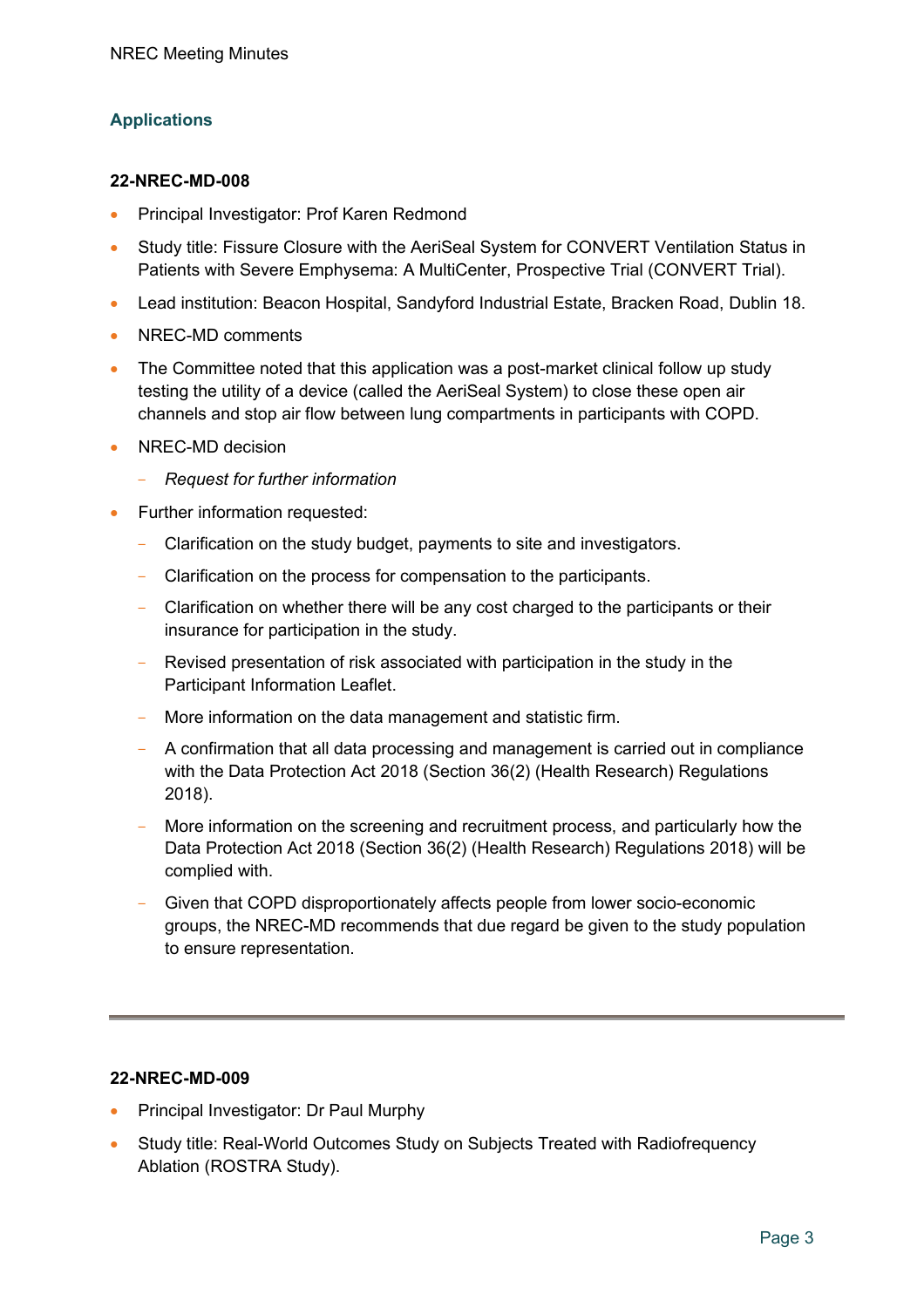## Applications

### 22-NREC-MD-008

- Principal Investigator: Prof Karen Redmond
- Study title: Fissure Closure with the AeriSeal System for CONVERT Ventilation Status in Patients with Severe Emphysema: A MultiCenter, Prospective Trial (CONVERT Trial).
- Lead institution: Beacon Hospital, Sandyford Industrial Estate, Bracken Road, Dublin 18.
- NREC-MD comments
- The Committee noted that this application was a post-market clinical follow up study testing the utility of a device (called the AeriSeal System) to close these open air channels and stop air flow between lung compartments in participants with COPD.
- NREC-MD decision
  - *Request for further information*
- Further information requested:
  - Clarification on the study budget, payments to site and investigators.
  - Clarification on the process for compensation to the participants.
  - Clarification on whether there will be any cost charged to the participants or their insurance for participation in the study.
  - Revised presentation of risk associated with participation in the study in the Participant Information Leaflet.
  - More information on the data management and statistic firm.
  - A confirmation that all data processing and management is carried out in compliance with the Data Protection Act 2018 (Section 36(2) (Health Research) Regulations 2018).
  - More information on the screening and recruitment process, and particularly how the Data Protection Act 2018 (Section 36(2) (Health Research) Regulations 2018) will be complied with.
  - Given that COPD disproportionately affects people from lower socio-economic groups, the NREC-MD recommends that due regard be given to the study population to ensure representation.

---

### 22-NREC-MD-009

- Principal Investigator: Dr Paul Murphy
- Study title: Real-World Outcomes Study on Subjects Treated with Radiofrequency Ablation (ROSTRA Study).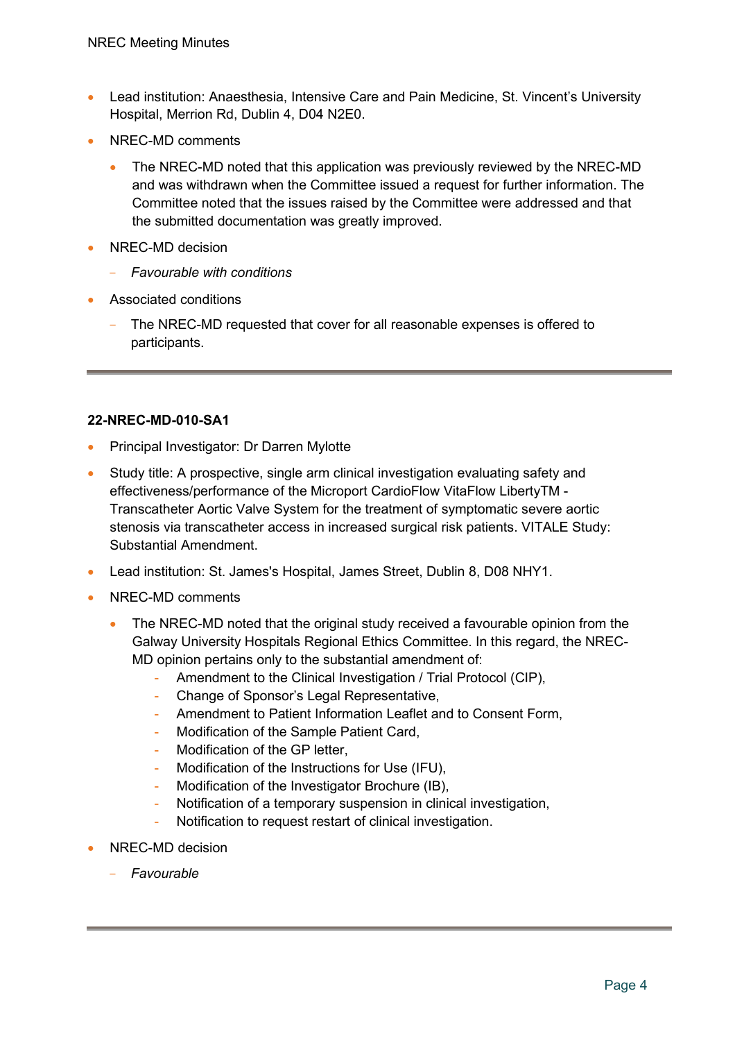- Lead institution: Anaesthesia, Intensive Care and Pain Medicine, St. Vincent's University Hospital, Merrion Rd, Dublin 4, D04 N2E0.
- NREC-MD comments
  - The NREC-MD noted that this application was previously reviewed by the NREC-MD and was withdrawn when the Committee issued a request for further information. The Committee noted that the issues raised by the Committee were addressed and that the submitted documentation was greatly improved.
- NREC-MD decision
  - *Favourable with conditions*
- Associated conditions
  - The NREC-MD requested that cover for all reasonable expenses is offered to participants.

---

**22-NREC-MD-010-SA1**

- Principal Investigator: Dr Darren Mylotte
- Study title: A prospective, single arm clinical investigation evaluating safety and effectiveness/performance of the Microport CardioFlow VitaFlow LibertyTM - Transcatheter Aortic Valve System for the treatment of symptomatic severe aortic stenosis via transcatheter access in increased surgical risk patients. VITALE Study: Substantial Amendment.
- Lead institution: St. James's Hospital, James Street, Dublin 8, D08 NHY1.
- NREC-MD comments
  - The NREC-MD noted that the original study received a favourable opinion from the Galway University Hospitals Regional Ethics Committee. In this regard, the NREC-MD opinion pertains only to the substantial amendment of:
    - Amendment to the Clinical Investigation / Trial Protocol (CIP),
    - Change of Sponsor's Legal Representative,
    - Amendment to Patient Information Leaflet and to Consent Form,
    - Modification of the Sample Patient Card,
    - Modification of the GP letter,
    - Modification of the Instructions for Use (IFU),
    - Modification of the Investigator Brochure (IB),
    - Notification of a temporary suspension in clinical investigation,
    - Notification to request restart of clinical investigation.
- NREC-MD decision
  - *Favourable*

---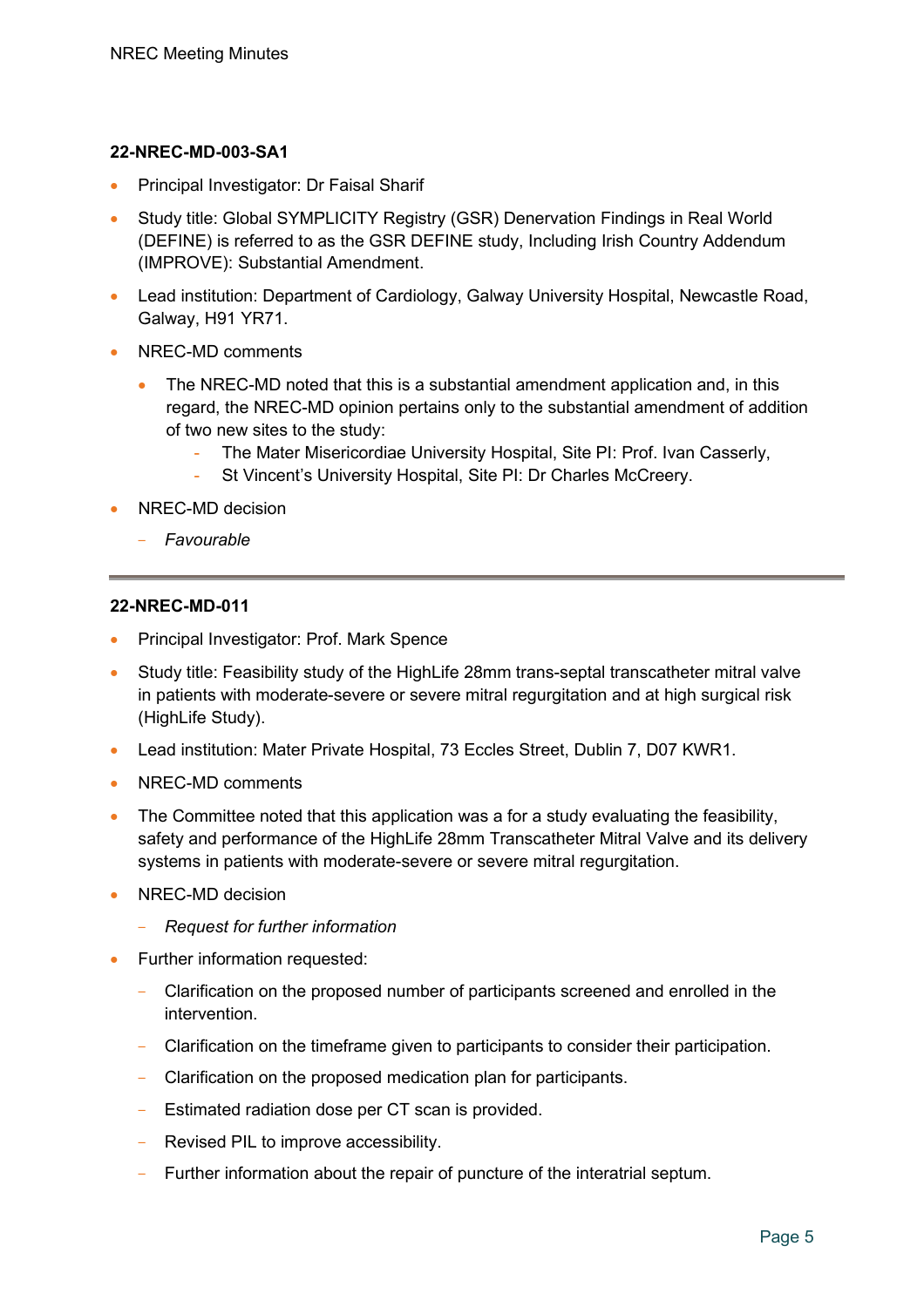**22-NREC-MD-003-SA1**

- Principal Investigator: Dr Faisal Sharif
- Study title: Global SYMPLICITY Registry (GSR) Denervation Findings in Real World (DEFINE) is referred to as the GSR DEFINE study, Including Irish Country Addendum (IMPROVE): Substantial Amendment.
- Lead institution: Department of Cardiology, Galway University Hospital, Newcastle Road, Galway, H91 YR71.
- NREC-MD comments
  - The NREC-MD noted that this is a substantial amendment application and, in this regard, the NREC-MD opinion pertains only to the substantial amendment of addition of two new sites to the study:
    - The Mater Misericordiae University Hospital, Site PI: Prof. Ivan Casserly,
    - St Vincent's University Hospital, Site PI: Dr Charles McCreery.
- NREC-MD decision
  - *Favourable*

---

**22-NREC-MD-011**

- Principal Investigator: Prof. Mark Spence
- Study title: Feasibility study of the HighLife 28mm trans-septal transcatheter mitral valve in patients with moderate-severe or severe mitral regurgitation and at high surgical risk (HighLife Study).
- Lead institution: Mater Private Hospital, 73 Eccles Street, Dublin 7, D07 KWR1.
- NREC-MD comments
- The Committee noted that this application was a for a study evaluating the feasibility, safety and performance of the HighLife 28mm Transcatheter Mitral Valve and its delivery systems in patients with moderate-severe or severe mitral regurgitation.
- NREC-MD decision
  - *Request for further information*
- Further information requested:
  - Clarification on the proposed number of participants screened and enrolled in the intervention.
  - Clarification on the timeframe given to participants to consider their participation.
  - Clarification on the proposed medication plan for participants.
  - Estimated radiation dose per CT scan is provided.
  - Revised PIL to improve accessibility.
  - Further information about the repair of puncture of the interatrial septum.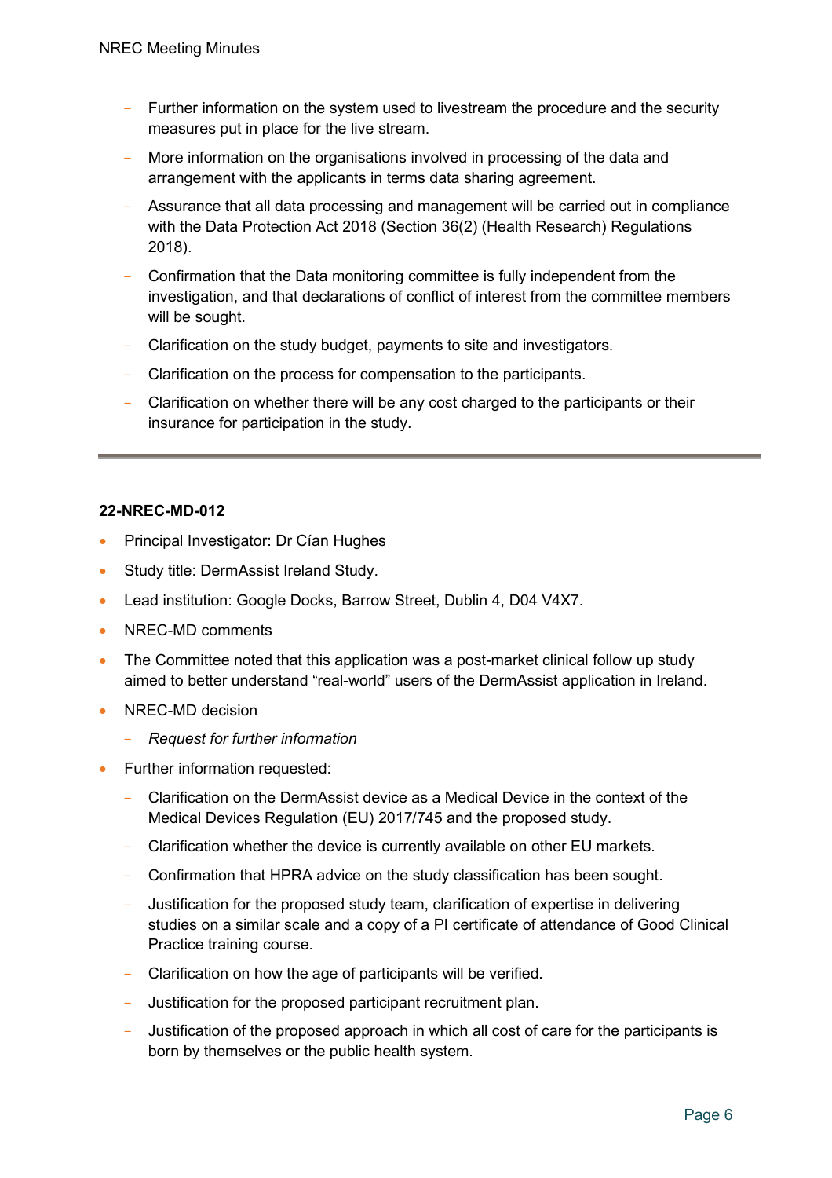- Further information on the system used to livestream the procedure and the security measures put in place for the live stream.
- More information on the organisations involved in processing of the data and arrangement with the applicants in terms data sharing agreement.
- Assurance that all data processing and management will be carried out in compliance with the Data Protection Act 2018 (Section 36(2) (Health Research) Regulations 2018).
- Confirmation that the Data monitoring committee is fully independent from the investigation, and that declarations of conflict of interest from the committee members will be sought.
- Clarification on the study budget, payments to site and investigators.
- Clarification on the process for compensation to the participants.
- Clarification on whether there will be any cost charged to the participants or their insurance for participation in the study.

---

**22-NREC-MD-012**

- Principal Investigator: Dr Cían Hughes
- Study title: DermAssist Ireland Study.
- Lead institution: Google Docks, Barrow Street, Dublin 4, D04 V4X7.
- NREC-MD comments
- The Committee noted that this application was a post-market clinical follow up study aimed to better understand "real-world" users of the DermAssist application in Ireland.
- NREC-MD decision
  - *Request for further information*
- Further information requested:
  - Clarification on the DermAssist device as a Medical Device in the context of the Medical Devices Regulation (EU) 2017/745 and the proposed study.
  - Clarification whether the device is currently available on other EU markets.
  - Confirmation that HPRA advice on the study classification has been sought.
  - Justification for the proposed study team, clarification of expertise in delivering studies on a similar scale and a copy of a PI certificate of attendance of Good Clinical Practice training course.
  - Clarification on how the age of participants will be verified.
  - Justification for the proposed participant recruitment plan.
  - Justification of the proposed approach in which all cost of care for the participants is born by themselves or the public health system.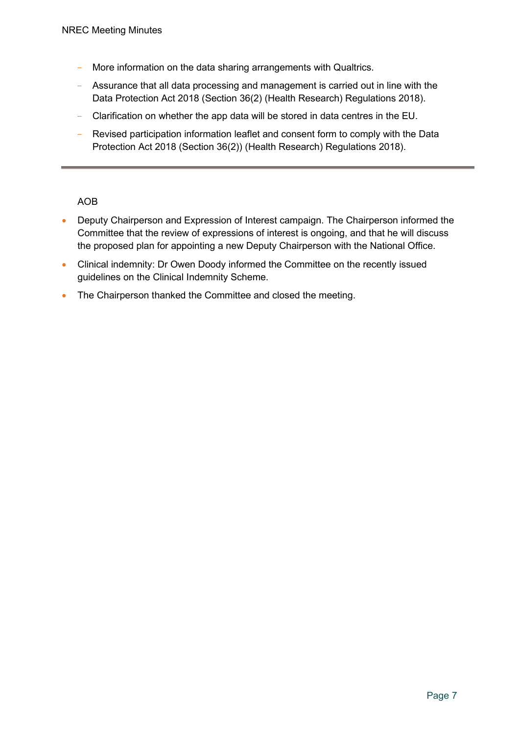- More information on the data sharing arrangements with Qualtrics.
- Assurance that all data processing and management is carried out in line with the Data Protection Act 2018 (Section 36(2) (Health Research) Regulations 2018).
- Clarification on whether the app data will be stored in data centres in the EU.
- Revised participation information leaflet and consent form to comply with the Data Protection Act 2018 (Section 36(2)) (Health Research) Regulations 2018).

---

AOB

- Deputy Chairperson and Expression of Interest campaign. The Chairperson informed the Committee that the review of expressions of interest is ongoing, and that he will discuss the proposed plan for appointing a new Deputy Chairperson with the National Office.
- Clinical indemnity: Dr Owen Doody informed the Committee on the recently issued guidelines on the Clinical Indemnity Scheme.
- The Chairperson thanked the Committee and closed the meeting.